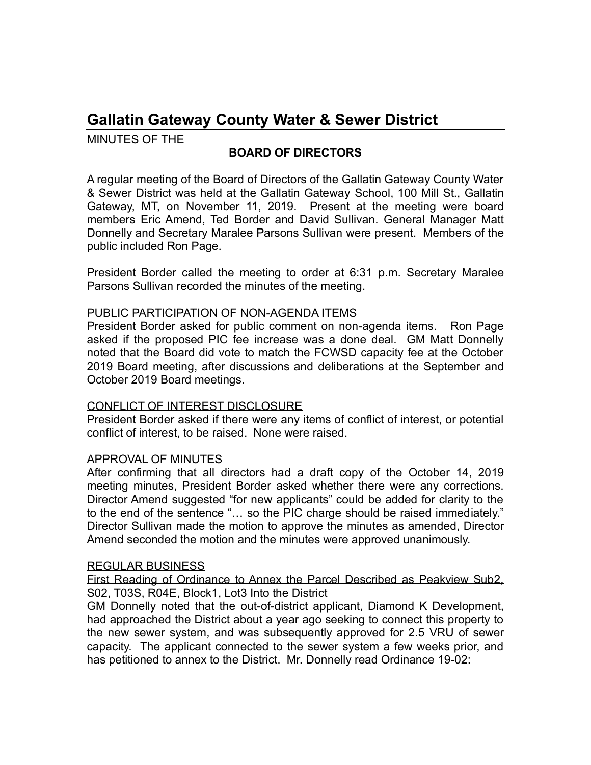# Gallatin Gateway County Water & Sewer District

MINUTES OF THE

**BOARD OF DIRECTORS**

A regular meeting of the Board of Directors of the Gallatin Gateway County Water & Sewer District was held at the Gallatin Gateway School, 100 Mill St., Gallatin Gateway, MT, on November 11, 2019. Present at the meeting were board members Eric Amend, Ted Border and David Sullivan. General Manager Matt Donnelly and Secretary Maralee Parsons Sullivan were present. Members of the public included Ron Page.

President Border called the meeting to order at 6:31 p.m. Secretary Maralee Parsons Sullivan recorded the minutes of the meeting.

<u>PUBLIC PARTICIPATION OF NON-AGENDA ITEMS</u>

President Border asked for public comment on non-agenda items. Ron Page asked if the proposed PIC fee increase was a done deal. GM Matt Donnelly noted that the Board did vote to match the FCWSD capacity fee at the October 2019 Board meeting, after discussions and deliberations at the September and October 2019 Board meetings.

<u>CONFLICT OF INTEREST DISCLOSURE</u>

President Border asked if there were any items of conflict of interest, or potential conflict of interest, to be raised. None were raised.

<u>APPROVAL OF MINUTES</u>

After confirming that all directors had a draft copy of the October 14, 2019 meeting minutes, President Border asked whether there were any corrections. Director Amend suggested "for new applicants" could be added for clarity to the to the end of the sentence "… so the PIC charge should be raised immediately." Director Sullivan made the motion to approve the minutes as amended, Director Amend seconded the motion and the minutes were approved unanimously.

<u>REGULAR BUSINESS</u>

<u>First Reading of Ordinance to Annex the Parcel Described as Peakview Sub2, S02, T03S, R04E, Block1, Lot3 Into the District</u>

GM Donnelly noted that the out-of-district applicant, Diamond K Development, had approached the District about a year ago seeking to connect this property to the new sewer system, and was subsequently approved for 2.5 VRU of sewer capacity. The applicant connected to the sewer system a few weeks prior, and has petitioned to annex to the District. Mr. Donnelly read Ordinance 19-02: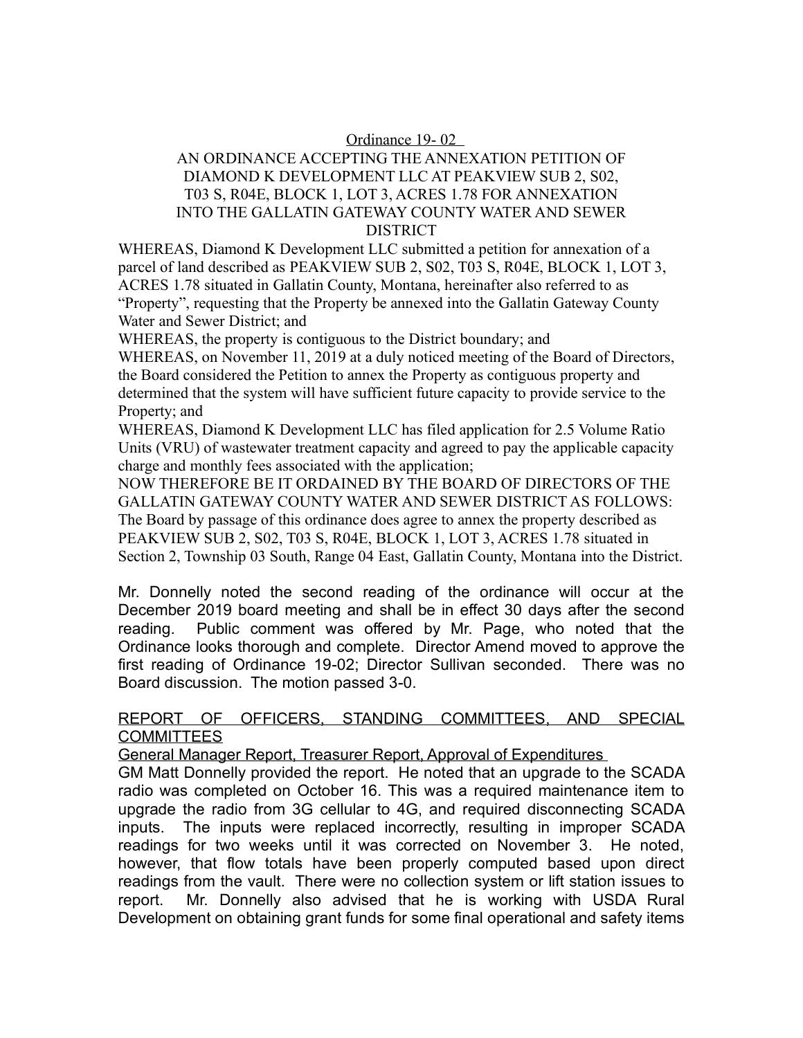Ordinance 19- 02

AN ORDINANCE ACCEPTING THE ANNEXATION PETITION OF DIAMOND K DEVELOPMENT LLC AT PEAKVIEW SUB 2, S02, T03 S, R04E, BLOCK 1, LOT 3, ACRES 1.78 FOR ANNEXATION INTO THE GALLATIN GATEWAY COUNTY WATER AND SEWER DISTRICT

WHEREAS, Diamond K Development LLC submitted a petition for annexation of a parcel of land described as PEAKVIEW SUB 2, S02, T03 S, R04E, BLOCK 1, LOT 3, ACRES 1.78 situated in Gallatin County, Montana, hereinafter also referred to as "Property", requesting that the Property be annexed into the Gallatin Gateway County Water and Sewer District; and

WHEREAS, the property is contiguous to the District boundary; and

WHEREAS, on November 11, 2019 at a duly noticed meeting of the Board of Directors, the Board considered the Petition to annex the Property as contiguous property and determined that the system will have sufficient future capacity to provide service to the Property; and

WHEREAS, Diamond K Development LLC has filed application for 2.5 Volume Ratio Units (VRU) of wastewater treatment capacity and agreed to pay the applicable capacity charge and monthly fees associated with the application;

NOW THEREFORE BE IT ORDAINED BY THE BOARD OF DIRECTORS OF THE GALLATIN GATEWAY COUNTY WATER AND SEWER DISTRICT AS FOLLOWS:

The Board by passage of this ordinance does agree to annex the property described as PEAKVIEW SUB 2, S02, T03 S, R04E, BLOCK 1, LOT 3, ACRES 1.78 situated in Section 2, Township 03 South, Range 04 East, Gallatin County, Montana into the District.

Mr. Donnelly noted the second reading of the ordinance will occur at the December 2019 board meeting and shall be in effect 30 days after the second reading. Public comment was offered by Mr. Page, who noted that the Ordinance looks thorough and complete. Director Amend moved to approve the first reading of Ordinance 19-02; Director Sullivan seconded. There was no Board discussion. The motion passed 3-0.

## REPORT OF OFFICERS, STANDING COMMITTEES, AND SPECIAL COMMITTEES

### General Manager Report, Treasurer Report, Approval of Expenditures

GM Matt Donnelly provided the report. He noted that an upgrade to the SCADA radio was completed on October 16. This was a required maintenance item to upgrade the radio from 3G cellular to 4G, and required disconnecting SCADA inputs. The inputs were replaced incorrectly, resulting in improper SCADA readings for two weeks until it was corrected on November 3. He noted, however, that flow totals have been properly computed based upon direct readings from the vault. There were no collection system or lift station issues to report. Mr. Donnelly also advised that he is working with USDA Rural Development on obtaining grant funds for some final operational and safety items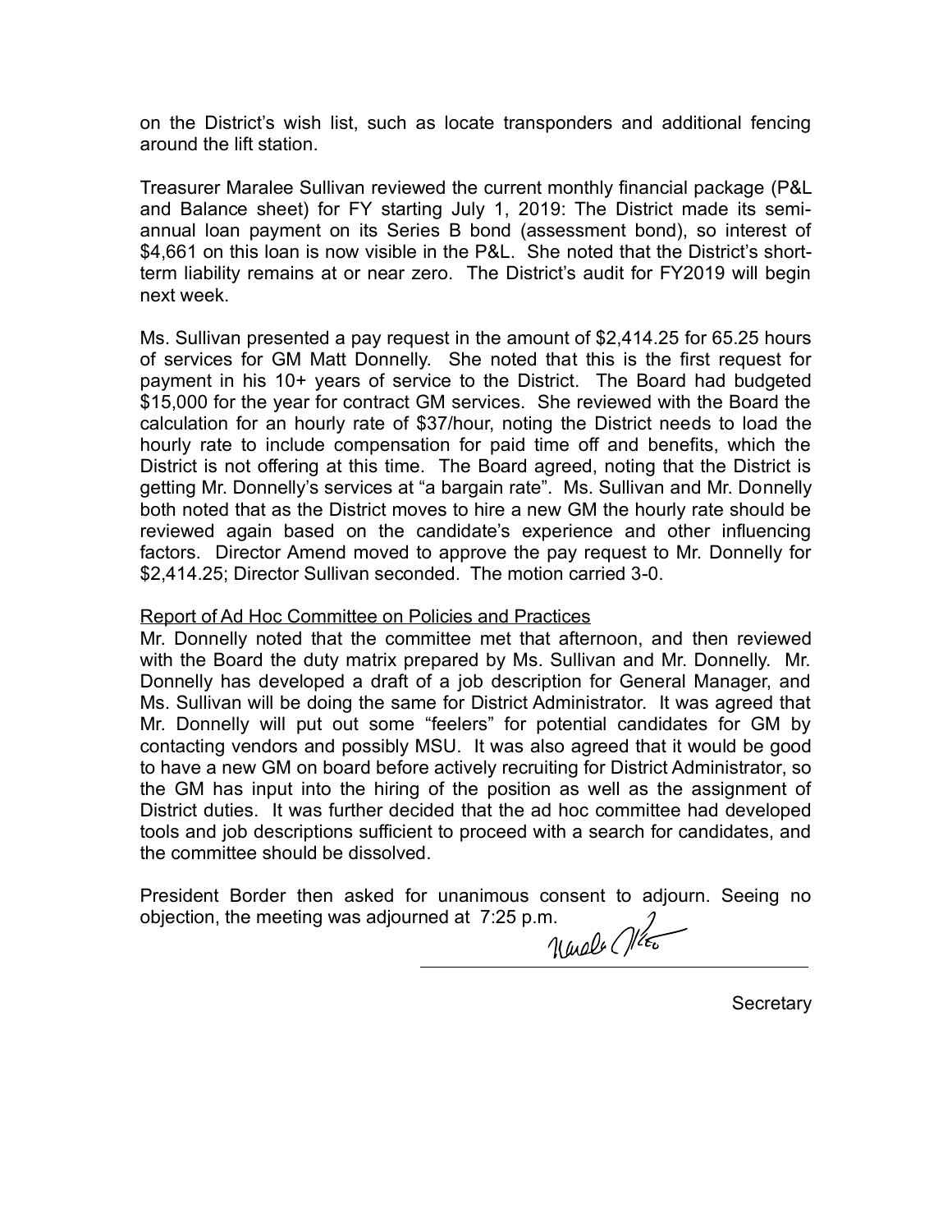on the District's wish list, such as locate transponders and additional fencing around the lift station.

Treasurer Maralee Sullivan reviewed the current monthly financial package (P&L and Balance sheet) for FY starting July 1, 2019: The District made its semi-annual loan payment on its Series B bond (assessment bond), so interest of $4,661 on this loan is now visible in the P&L. She noted that the District's short-term liability remains at or near zero. The District's audit for FY2019 will begin next week.

Ms. Sullivan presented a pay request in the amount of $2,414.25 for 65.25 hours of services for GM Matt Donnelly. She noted that this is the first request for payment in his 10+ years of service to the District. The Board had budgeted $15,000 for the year for contract GM services. She reviewed with the Board the calculation for an hourly rate of $37/hour, noting the District needs to load the hourly rate to include compensation for paid time off and benefits, which the District is not offering at this time. The Board agreed, noting that the District is getting Mr. Donnelly's services at "a bargain rate". Ms. Sullivan and Mr. Donnelly both noted that as the District moves to hire a new GM the hourly rate should be reviewed again based on the candidate's experience and other influencing factors. Director Amend moved to approve the pay request to Mr. Donnelly for $2,414.25; Director Sullivan seconded. The motion carried 3-0.

Report of Ad Hoc Committee on Policies and Practices

Mr. Donnelly noted that the committee met that afternoon, and then reviewed with the Board the duty matrix prepared by Ms. Sullivan and Mr. Donnelly. Mr. Donnelly has developed a draft of a job description for General Manager, and Ms. Sullivan will be doing the same for District Administrator. It was agreed that Mr. Donnelly will put out some "feelers" for potential candidates for GM by contacting vendors and possibly MSU. It was also agreed that it would be good to have a new GM on board before actively recruiting for District Administrator, so the GM has input into the hiring of the position as well as the assignment of District duties. It was further decided that the ad hoc committee had developed tools and job descriptions sufficient to proceed with a search for candidates, and the committee should be dissolved.

President Border then asked for unanimous consent to adjourn. Seeing no objection, the meeting was adjourned at 7:25 p.m.

Secretary